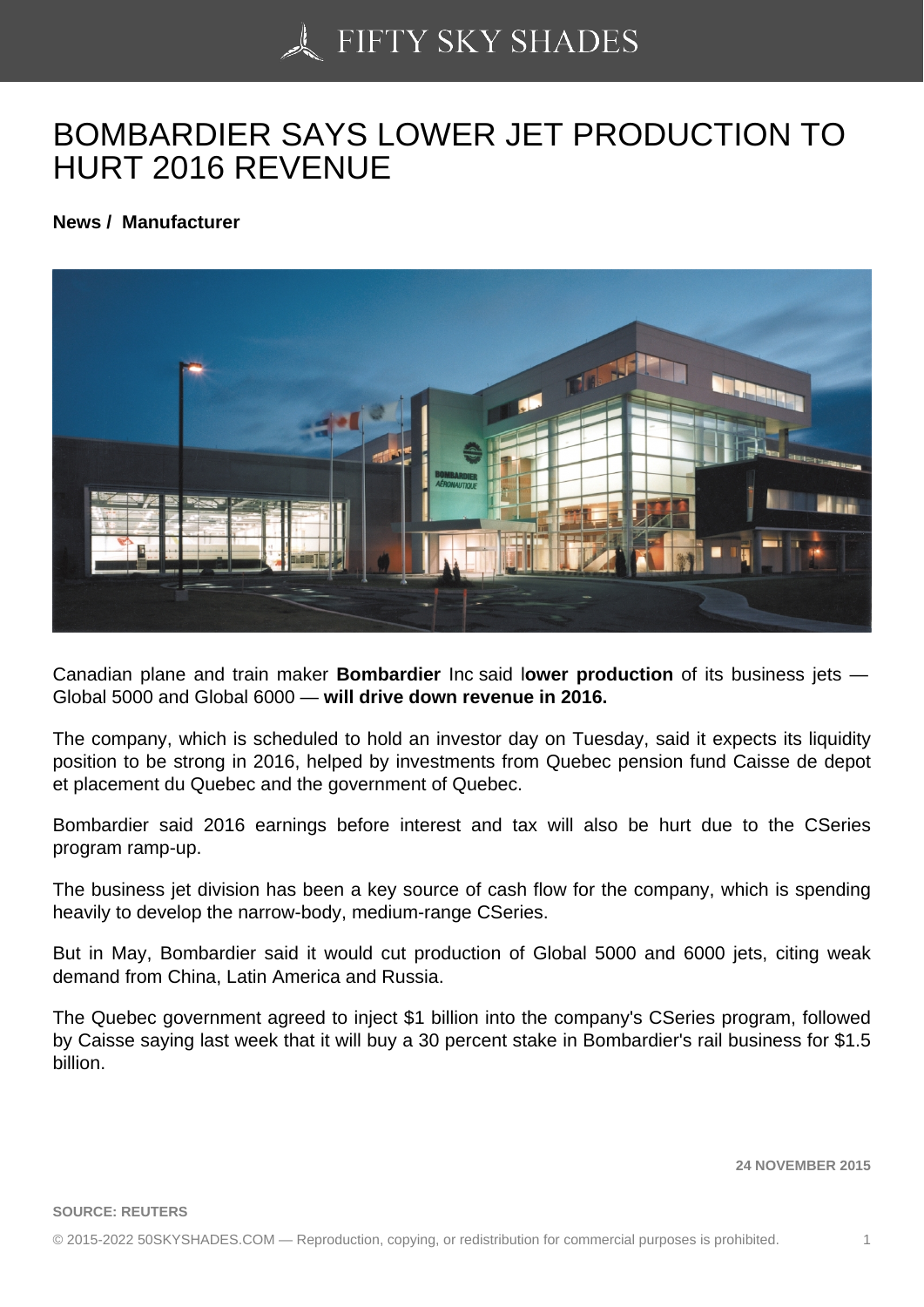# BOMBARDIER SAYS LOWER JET PRODUCTION TO HURT 2016 REVENUE

**News / Manufacturer**

Canadian plane and train maker **Bombardier** Inc said l**ower production** of its business jets — Global 5000 and Global 6000 — **will drive down revenue in 2016.**

The company, which is scheduled to hold an investor day on Tuesday, said it expects its liquidity position to be strong in 2016, helped by investments from Quebec pension fund Caisse de depot et placement du Quebec and the government of Quebec.

Bombardier said 2016 earnings before interest and tax will also be hurt due to the CSeries program ramp-up.

The business jet division has been a key source of cash flow for the company, which is spending heavily to develop the narrow-body, medium-range CSeries.

But in May, Bombardier said it would cut production of Global 5000 and 6000 jets, citing weak demand from China, Latin America and Russia.

The Quebec government agreed to inject $1 billion into the company's CSeries program, followed by Caisse saying last week that it will buy a 30 percent stake in Bombardier's rail business for $1.5 billion.

**24 NOVEMBER 2015**

**SOURCE: REUTERS**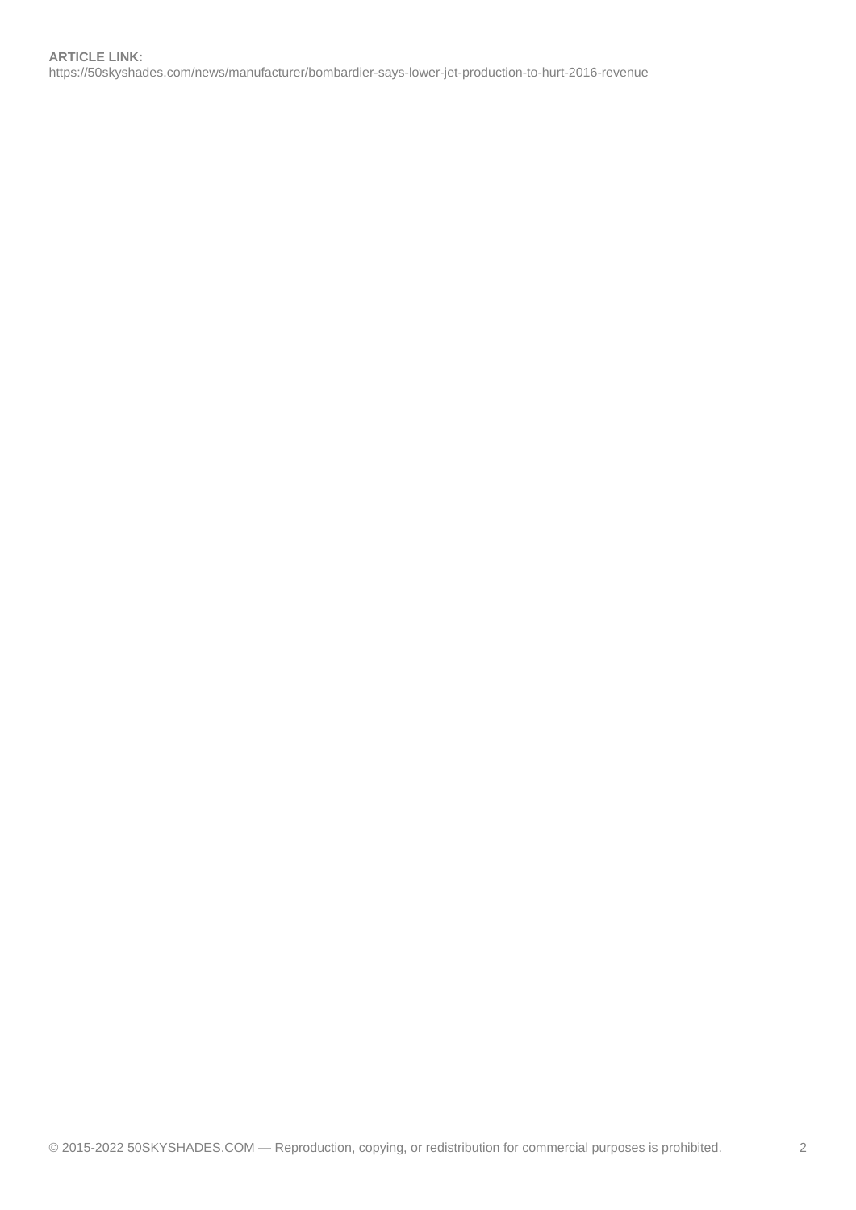**ARTICLE LINK:**
https://50skyshades.com/news/manufacturer/bombardier-says-lower-jet-production-to-hurt-2016-revenue

© 2015-2022 50SKYSHADES.COM — Reproduction, copying, or redistribution for commercial purposes is prohibited.